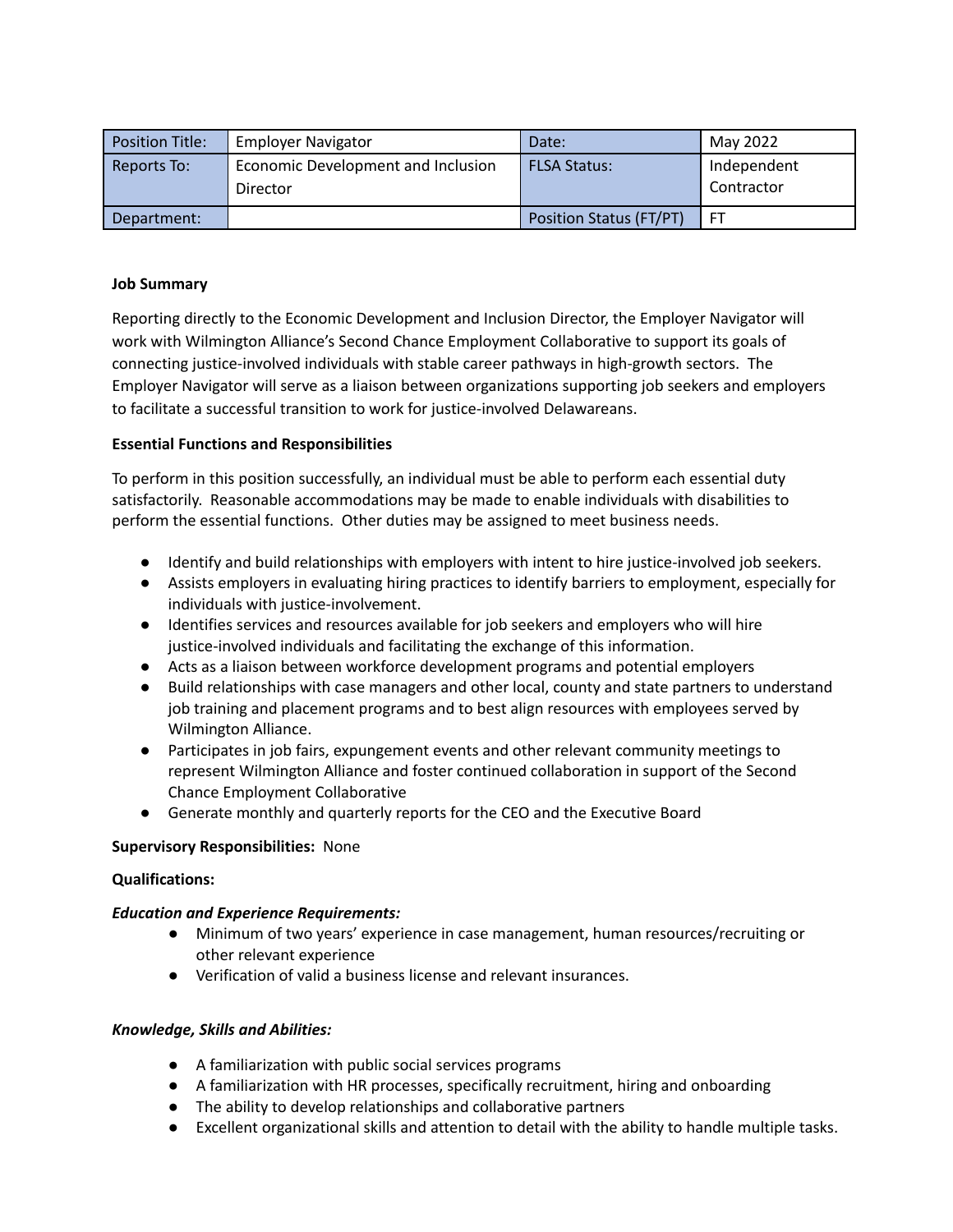| Position Title: | Employer Navigator | Date: | May 2022 |
|---|---|---|---|
| Reports To: | Economic Development and Inclusion Director | FLSA Status: | Independent Contractor |
| Department: | | Position Status (FT/PT) | FT |

**Job Summary**

Reporting directly to the Economic Development and Inclusion Director, the Employer Navigator will work with Wilmington Alliance's Second Chance Employment Collaborative to support its goals of connecting justice-involved individuals with stable career pathways in high-growth sectors. The Employer Navigator will serve as a liaison between organizations supporting job seekers and employers to facilitate a successful transition to work for justice-involved Delawareans.

**Essential Functions and Responsibilities**

To perform in this position successfully, an individual must be able to perform each essential duty satisfactorily. Reasonable accommodations may be made to enable individuals with disabilities to perform the essential functions. Other duties may be assigned to meet business needs.

- Identify and build relationships with employers with intent to hire justice-involved job seekers.
- Assists employers in evaluating hiring practices to identify barriers to employment, especially for individuals with justice-involvement.
- Identifies services and resources available for job seekers and employers who will hire justice-involved individuals and facilitating the exchange of this information.
- Acts as a liaison between workforce development programs and potential employers
- Build relationships with case managers and other local, county and state partners to understand job training and placement programs and to best align resources with employees served by Wilmington Alliance.
- Participates in job fairs, expungement events and other relevant community meetings to represent Wilmington Alliance and foster continued collaboration in support of the Second Chance Employment Collaborative
- Generate monthly and quarterly reports for the CEO and the Executive Board

**Supervisory Responsibilities:** None

**Qualifications:**

***Education and Experience Requirements:***

- Minimum of two years' experience in case management, human resources/recruiting or other relevant experience
- Verification of valid a business license and relevant insurances.

***Knowledge, Skills and Abilities:***

- A familiarization with public social services programs
- A familiarization with HR processes, specifically recruitment, hiring and onboarding
- The ability to develop relationships and collaborative partners
- Excellent organizational skills and attention to detail with the ability to handle multiple tasks.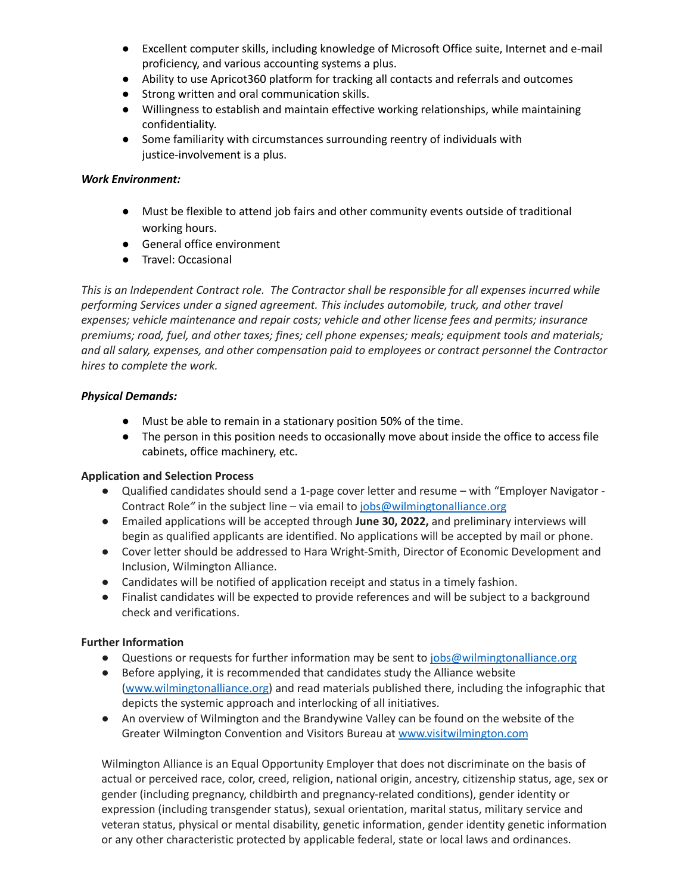- Excellent computer skills, including knowledge of Microsoft Office suite, Internet and e-mail proficiency, and various accounting systems a plus.
- Ability to use Apricot360 platform for tracking all contacts and referrals and outcomes
- Strong written and oral communication skills.
- Willingness to establish and maintain effective working relationships, while maintaining confidentiality.
- Some familiarity with circumstances surrounding reentry of individuals with justice-involvement is a plus.

***Work Environment:***

- Must be flexible to attend job fairs and other community events outside of traditional working hours.
- General office environment
- Travel: Occasional

*This is an Independent Contract role. The Contractor shall be responsible for all expenses incurred while performing Services under a signed agreement. This includes automobile, truck, and other travel expenses; vehicle maintenance and repair costs; vehicle and other license fees and permits; insurance premiums; road, fuel, and other taxes; fines; cell phone expenses; meals; equipment tools and materials; and all salary, expenses, and other compensation paid to employees or contract personnel the Contractor hires to complete the work.*

***Physical Demands:***

- Must be able to remain in a stationary position 50% of the time.
- The person in this position needs to occasionally move about inside the office to access file cabinets, office machinery, etc.

**Application and Selection Process**

- Qualified candidates should send a 1-page cover letter and resume – with "Employer Navigator - Contract Role*"* in the subject line – via email to jobs@wilmingtonalliance.org
- Emailed applications will be accepted through **June 30, 2022,** and preliminary interviews will begin as qualified applicants are identified. No applications will be accepted by mail or phone.
- Cover letter should be addressed to Hara Wright-Smith, Director of Economic Development and Inclusion, Wilmington Alliance.
- Candidates will be notified of application receipt and status in a timely fashion.
- Finalist candidates will be expected to provide references and will be subject to a background check and verifications.

**Further Information**

- Questions or requests for further information may be sent to jobs@wilmingtonalliance.org
- Before applying, it is recommended that candidates study the Alliance website (www.wilmingtonalliance.org) and read materials published there, including the infographic that depicts the systemic approach and interlocking of all initiatives.
- An overview of Wilmington and the Brandywine Valley can be found on the website of the Greater Wilmington Convention and Visitors Bureau at www.visitwilmington.com

Wilmington Alliance is an Equal Opportunity Employer that does not discriminate on the basis of actual or perceived race, color, creed, religion, national origin, ancestry, citizenship status, age, sex or gender (including pregnancy, childbirth and pregnancy-related conditions), gender identity or expression (including transgender status), sexual orientation, marital status, military service and veteran status, physical or mental disability, genetic information, gender identity genetic information or any other characteristic protected by applicable federal, state or local laws and ordinances.